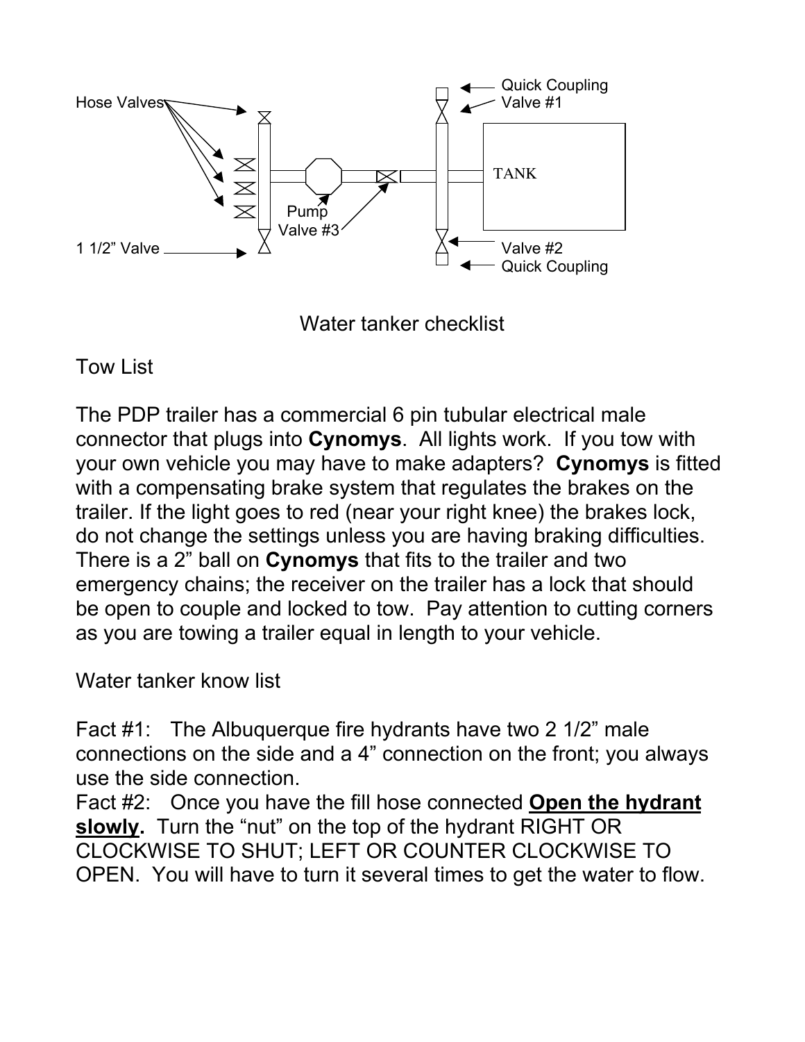# Water tanker checklist

## Tow List

The PDP trailer has a commercial 6 pin tubular electrical male connector that plugs into **Cynomys**. All lights work. If you tow with your own vehicle you may have to make adapters? **Cynomys** is fitted with a compensating brake system that regulates the brakes on the trailer. If the light goes to red (near your right knee) the brakes lock, do not change the settings unless you are having braking difficulties. There is a 2" ball on **Cynomys** that fits to the trailer and two emergency chains; the receiver on the trailer has a lock that should be open to couple and locked to tow. Pay attention to cutting corners as you are towing a trailer equal in length to your vehicle.

## Water tanker know list

Fact #1: The Albuquerque fire hydrants have two 2 1/2" male connections on the side and a 4" connection on the front; you always use the side connection.

Fact #2: Once you have the fill hose connected **<u>Open the hydrant slowly</u>.** Turn the "nut" on the top of the hydrant RIGHT OR CLOCKWISE TO SHUT; LEFT OR COUNTER CLOCKWISE TO OPEN. You will have to turn it several times to get the water to flow.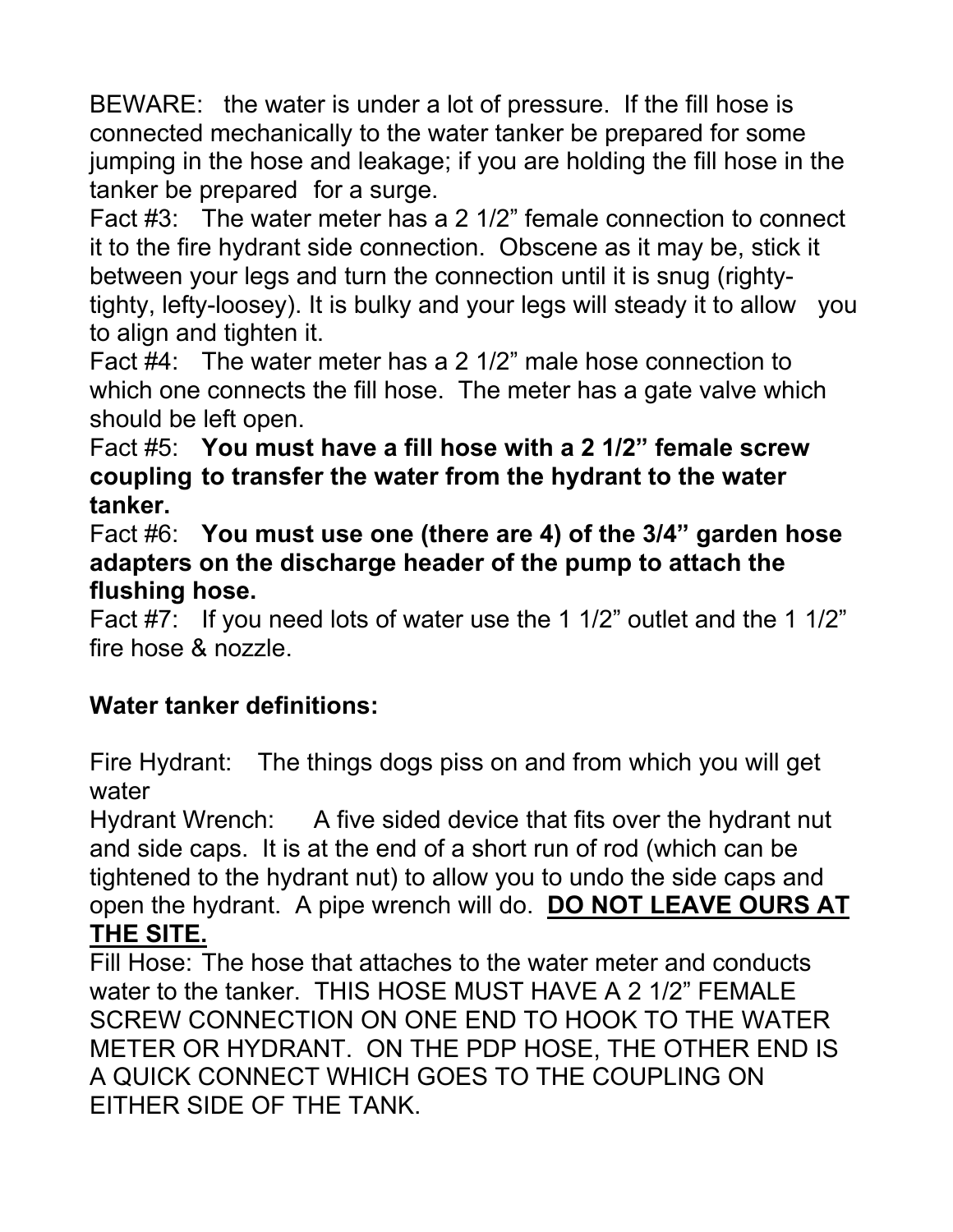BEWARE: the water is under a lot of pressure. If the fill hose is connected mechanically to the water tanker be prepared for some jumping in the hose and leakage; if you are holding the fill hose in the tanker be prepared for a surge.

Fact #3: The water meter has a 2 1/2" female connection to connect it to the fire hydrant side connection. Obscene as it may be, stick it between your legs and turn the connection until it is snug (righty-tighty, lefty-loosey). It is bulky and your legs will steady it to allow you to align and tighten it.

Fact #4: The water meter has a 2 1/2" male hose connection to which one connects the fill hose. The meter has a gate valve which should be left open.

Fact #5: **You must have a fill hose with a 2 1/2" female screw coupling to transfer the water from the hydrant to the water tanker.**

Fact #6: **You must use one (there are 4) of the 3/4" garden hose adapters on the discharge header of the pump to attach the flushing hose.**

Fact #7: If you need lots of water use the 1 1/2" outlet and the 1 1/2" fire hose & nozzle.

**Water tanker definitions:**

Fire Hydrant: The things dogs piss on and from which you will get water

Hydrant Wrench: A five sided device that fits over the hydrant nut and side caps. It is at the end of a short run of rod (which can be tightened to the hydrant nut) to allow you to undo the side caps and open the hydrant. A pipe wrench will do. **<u>DO NOT LEAVE OURS AT THE SITE.</u>**

Fill Hose: The hose that attaches to the water meter and conducts water to the tanker. THIS HOSE MUST HAVE A 2 1/2" FEMALE SCREW CONNECTION ON ONE END TO HOOK TO THE WATER METER OR HYDRANT. ON THE PDP HOSE, THE OTHER END IS A QUICK CONNECT WHICH GOES TO THE COUPLING ON EITHER SIDE OF THE TANK.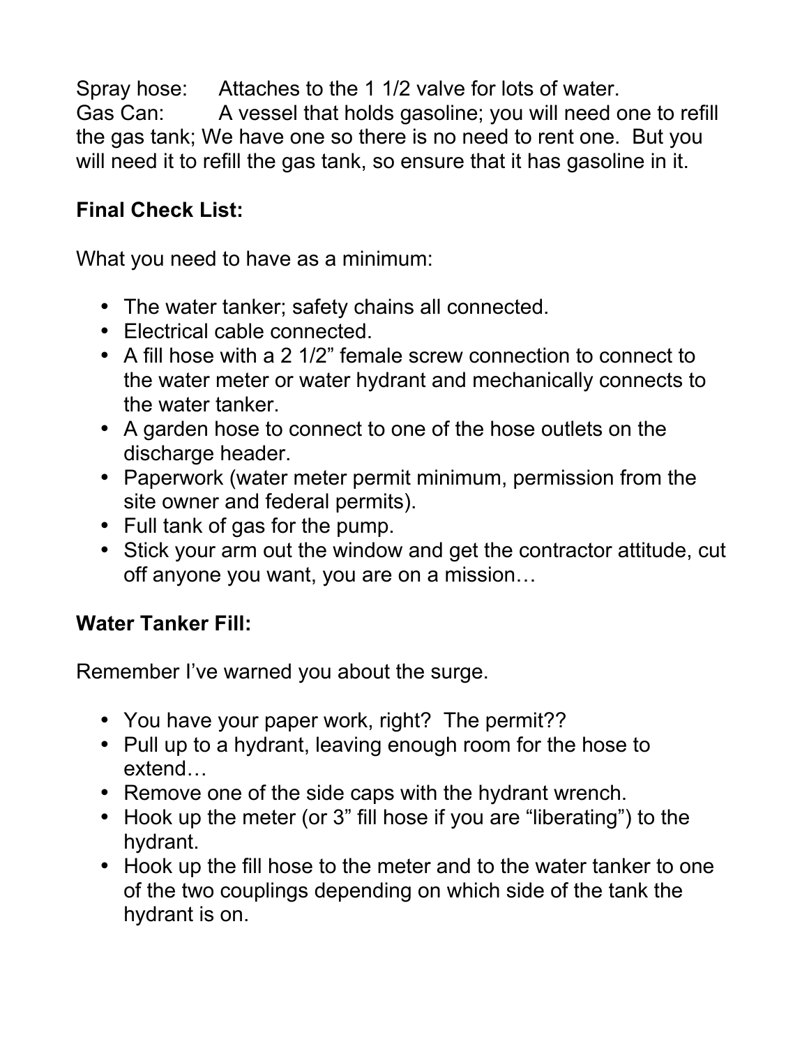Spray hose: Attaches to the 1 1/2 valve for lots of water.
Gas Can: A vessel that holds gasoline; you will need one to refill the gas tank; We have one so there is no need to rent one. But you will need it to refill the gas tank, so ensure that it has gasoline in it.

**Final Check List:**

What you need to have as a minimum:

- The water tanker; safety chains all connected.
- Electrical cable connected.
- A fill hose with a 2 1/2" female screw connection to connect to the water meter or water hydrant and mechanically connects to the water tanker.
- A garden hose to connect to one of the hose outlets on the discharge header.
- Paperwork (water meter permit minimum, permission from the site owner and federal permits).
- Full tank of gas for the pump.
- Stick your arm out the window and get the contractor attitude, cut off anyone you want, you are on a mission…

**Water Tanker Fill:**

Remember I've warned you about the surge.

- You have your paper work, right? The permit??
- Pull up to a hydrant, leaving enough room for the hose to extend…
- Remove one of the side caps with the hydrant wrench.
- Hook up the meter (or 3" fill hose if you are "liberating") to the hydrant.
- Hook up the fill hose to the meter and to the water tanker to one of the two couplings depending on which side of the tank the hydrant is on.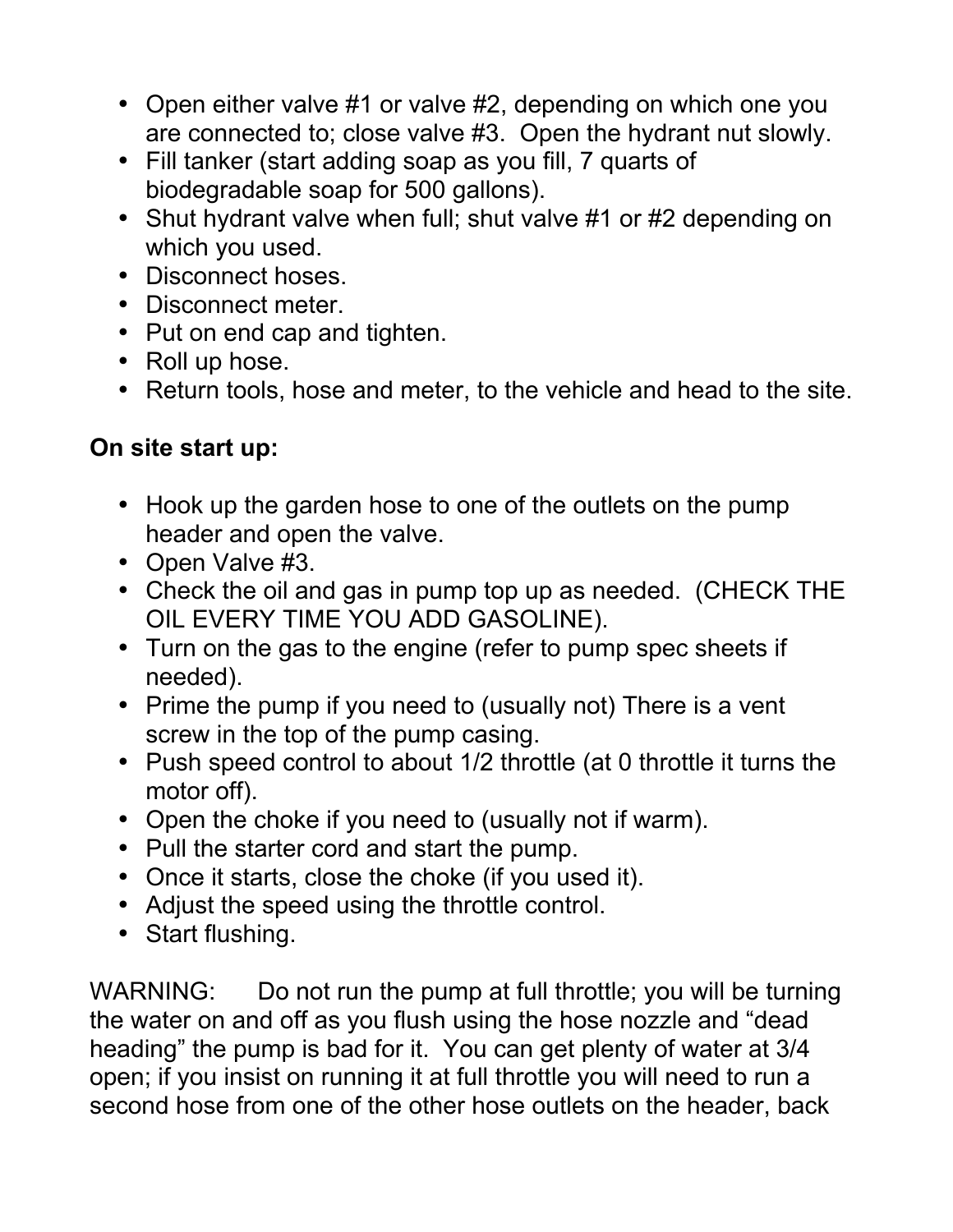- Open either valve #1 or valve #2, depending on which one you are connected to; close valve #3. Open the hydrant nut slowly.
- Fill tanker (start adding soap as you fill, 7 quarts of biodegradable soap for 500 gallons).
- Shut hydrant valve when full; shut valve #1 or #2 depending on which you used.
- Disconnect hoses.
- Disconnect meter.
- Put on end cap and tighten.
- Roll up hose.
- Return tools, hose and meter, to the vehicle and head to the site.

**On site start up:**

- Hook up the garden hose to one of the outlets on the pump header and open the valve.
- Open Valve #3.
- Check the oil and gas in pump top up as needed. (CHECK THE OIL EVERY TIME YOU ADD GASOLINE).
- Turn on the gas to the engine (refer to pump spec sheets if needed).
- Prime the pump if you need to (usually not) There is a vent screw in the top of the pump casing.
- Push speed control to about 1/2 throttle (at 0 throttle it turns the motor off).
- Open the choke if you need to (usually not if warm).
- Pull the starter cord and start the pump.
- Once it starts, close the choke (if you used it).
- Adjust the speed using the throttle control.
- Start flushing.

WARNING: Do not run the pump at full throttle; you will be turning the water on and off as you flush using the hose nozzle and “dead heading” the pump is bad for it. You can get plenty of water at 3/4 open; if you insist on running it at full throttle you will need to run a second hose from one of the other hose outlets on the header, back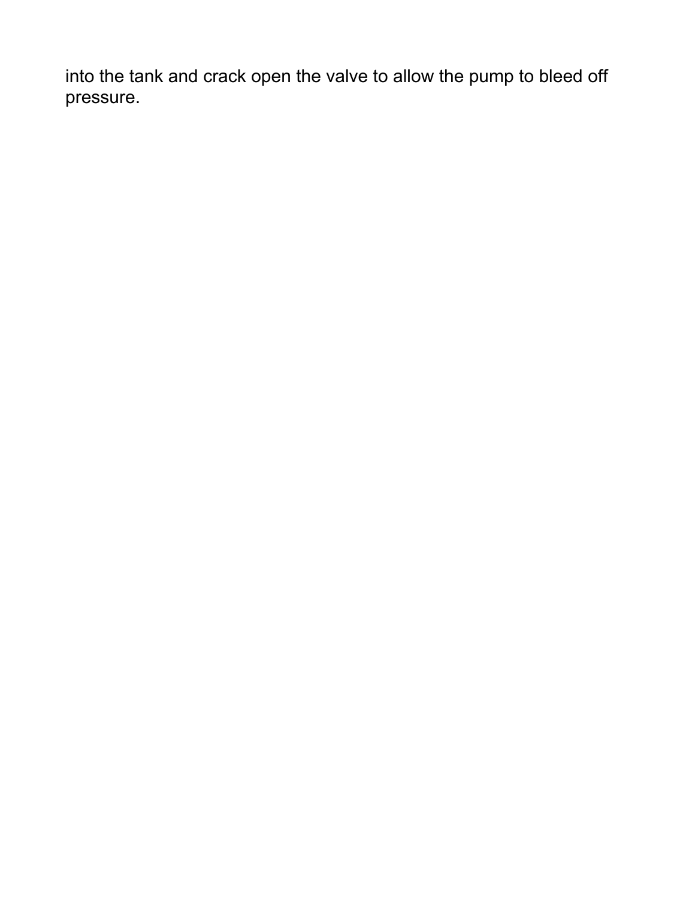into the tank and crack open the valve to allow the pump to bleed off pressure.